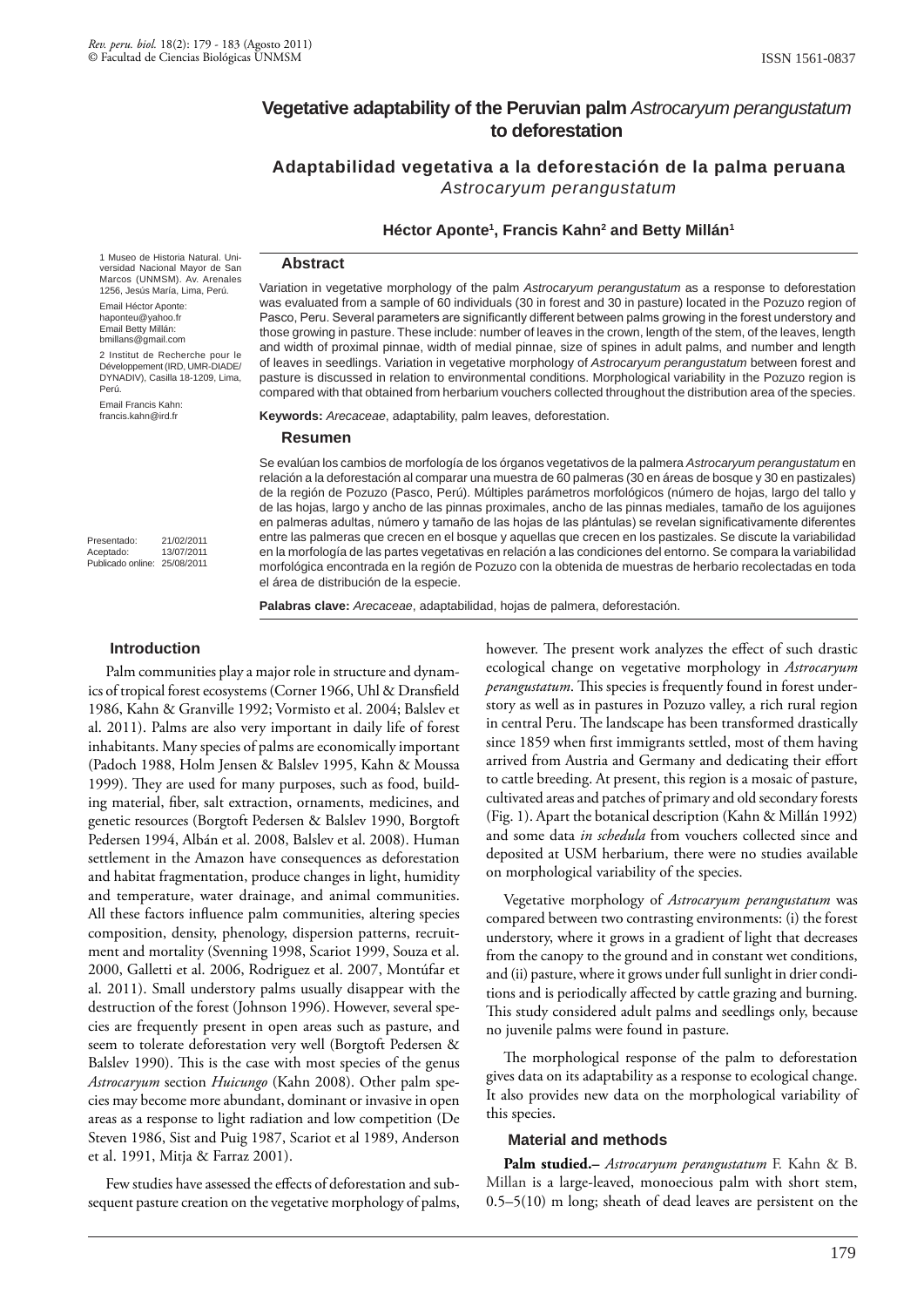# Vegetative adaptability of the Peruvian palm *Astrocaryum perangustatum* to deforestation

## Adaptabilidad vegetativa a la deforestación de la palma peruana *Astrocaryum perangustatum*

**Héctor Aponte[1], Francis Kahn[2] and Betty Millán[1]**

1 Museo de Historia Natural. Universidad Nacional Mayor de San Marcos (UNMSM). Av. Arenales 1256, Jesús María, Lima, Perú.

Email Héctor Aponte: haponteu@yahoo.fr
Email Betty Millán: bmillans@gmail.com

2 Institut de Recherche pour le Développement (IRD, UMR-DIADE/DYNADIV), Casilla 18-1209, Lima, Perú.

Email Francis Kahn: francis.kahn@ird.fr

Presentado: 21/02/2011
Aceptado: 13/07/2011
Publicado online: 25/08/2011

### Abstract

Variation in vegetative morphology of the palm *Astrocaryum perangustatum* as a response to deforestation was evaluated from a sample of 60 individuals (30 in forest and 30 in pasture) located in the Pozuzo region of Pasco, Peru. Several parameters are significantly different between palms growing in the forest understory and those growing in pasture. These include: number of leaves in the crown, length of the stem, of the leaves, length and width of proximal pinnae, width of medial pinnae, size of spines in adult palms, and number and length of leaves in seedlings. Variation in vegetative morphology of *Astrocaryum perangustatum* between forest and pasture is discussed in relation to environmental conditions. Morphological variability in the Pozuzo region is compared with that obtained from herbarium vouchers collected throughout the distribution area of the species.

**Keywords:** *Arecaceae*, adaptability, palm leaves, deforestation.

### Resumen

Se evalúan los cambios de morfología de los órganos vegetativos de la palmera *Astrocaryum perangustatum* en relación a la deforestación al comparar una muestra de 60 palmeras (30 en áreas de bosque y 30 en pastizales) de la región de Pozuzo (Pasco, Perú). Múltiples parámetros morfológicos (número de hojas, largo del tallo y de las hojas, largo y ancho de las pinnas proximales, ancho de las pinnas mediales, tamaño de los aguijones en palmeras adultas, número y tamaño de las hojas de las plántulas) se revelan significativamente diferentes entre las palmeras que crecen en el bosque y aquellas que crecen en los pastizales. Se discute la variabilidad en la morfología de las partes vegetativas en relación a las condiciones del entorno. Se compara la variabilidad morfológica encontrada en la región de Pozuzo con la obtenida de muestras de herbario recolectadas en toda el área de distribución de la especie.

**Palabras clave:** *Arecaceae*, adaptabilidad, hojas de palmera, deforestación.

### Introduction

Palm communities play a major role in structure and dynamics of tropical forest ecosystems (Corner 1966, Uhl & Dransfield 1986, Kahn & Granville 1992; Vormisto et al. 2004; Balslev et al. 2011). Palms are also very important in daily life of forest inhabitants. Many species of palms are economically important (Padoch 1988, Holm Jensen & Balslev 1995, Kahn & Moussa 1999). They are used for many purposes, such as food, building material, fiber, salt extraction, ornaments, medicines, and genetic resources (Borgtoft Pedersen & Balslev 1990, Borgtoft Pedersen 1994, Albán et al. 2008, Balslev et al. 2008). Human settlement in the Amazon have consequences as deforestation and habitat fragmentation, produce changes in light, humidity and temperature, water drainage, and animal communities. All these factors influence palm communities, altering species composition, density, phenology, dispersion patterns, recruitment and mortality (Svenning 1998, Scariot 1999, Souza et al. 2000, Galletti et al. 2006, Rodriguez et al. 2007, Montúfar et al. 2011). Small understory palms usually disappear with the destruction of the forest (Johnson 1996). However, several species are frequently present in open areas such as pasture, and seem to tolerate deforestation very well (Borgtoft Pedersen & Balslev 1990). This is the case with most species of the genus *Astrocaryum* section *Huicungo* (Kahn 2008). Other palm species may become more abundant, dominant or invasive in open areas as a response to light radiation and low competition (De Steven 1986, Sist and Puig 1987, Scariot et al 1989, Anderson et al. 1991, Mitja & Farraz 2001).

Few studies have assessed the effects of deforestation and subsequent pasture creation on the vegetative morphology of palms, however. The present work analyzes the effect of such drastic ecological change on vegetative morphology in *Astrocaryum perangustatum*. This species is frequently found in forest understory as well as in pastures in Pozuzo valley, a rich rural region in central Peru. The landscape has been transformed drastically since 1859 when first immigrants settled, most of them having arrived from Austria and Germany and dedicating their effort to cattle breeding. At present, this region is a mosaic of pasture, cultivated areas and patches of primary and old secondary forests (Fig. 1). Apart the botanical description (Kahn & Millán 1992) and some data *in schedula* from vouchers collected since and deposited at USM herbarium, there were no studies available on morphological variability of the species.

Vegetative morphology of *Astrocaryum perangustatum* was compared between two contrasting environments: (i) the forest understory, where it grows in a gradient of light that decreases from the canopy to the ground and in constant wet conditions, and (ii) pasture, where it grows under full sunlight in drier conditions and is periodically affected by cattle grazing and burning. This study considered adult palms and seedlings only, because no juvenile palms were found in pasture.

The morphological response of the palm to deforestation gives data on its adaptability as a response to ecological change. It also provides new data on the morphological variability of this species.

### Material and methods

**Palm studied.–** *Astrocaryum perangustatum* F. Kahn & B. Millan is a large-leaved, monoecious palm with short stem, 0.5–5(10) m long; sheath of dead leaves are persistent on the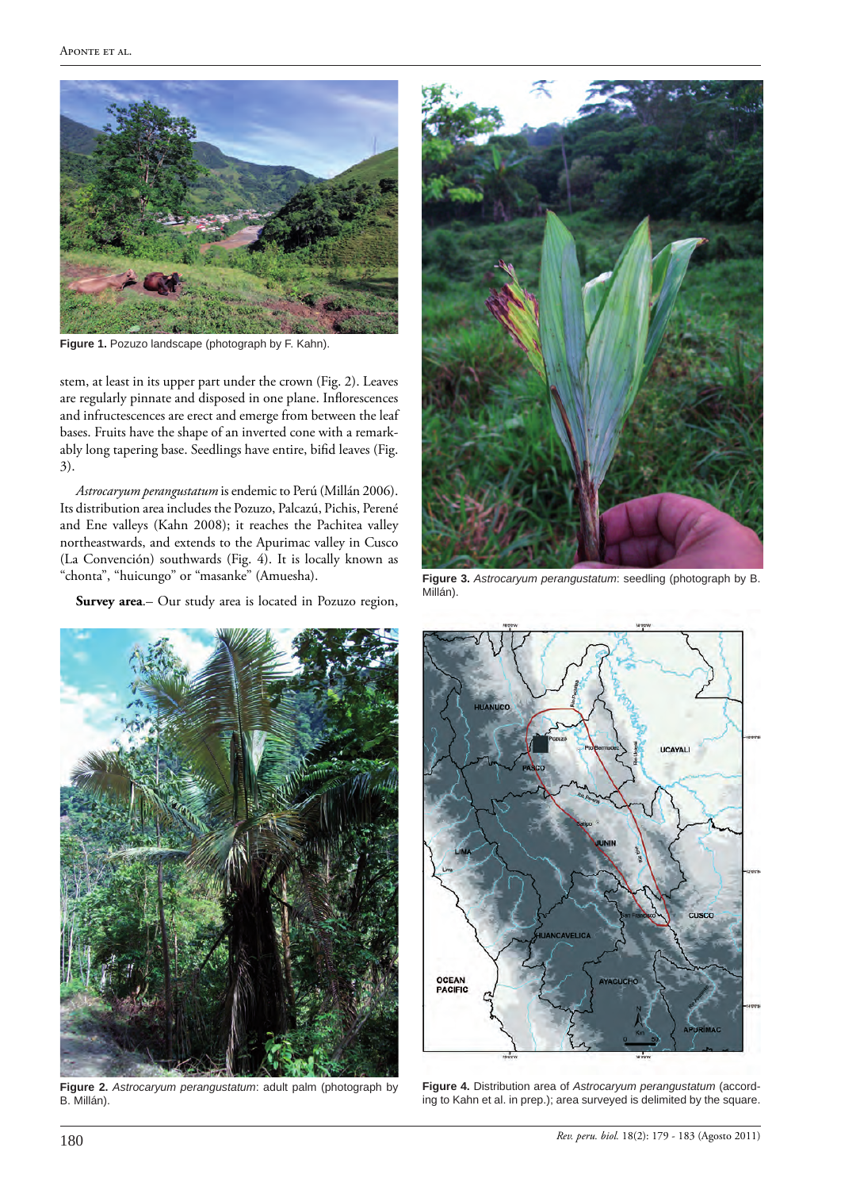Figure 1. Pozuzo landscape (photograph by F. Kahn).

stem, at least in its upper part under the crown (Fig. 2). Leaves are regularly pinnate and disposed in one plane. Inflorescences and infructescences are erect and emerge from between the leaf bases. Fruits have the shape of an inverted cone with a remarkably long tapering base. Seedlings have entire, bifid leaves (Fig. 3).

*Astrocaryum perangustatum* is endemic to Perú (Millán 2006). Its distribution area includes the Pozuzo, Palcazú, Pichis, Perené and Ene valleys (Kahn 2008); it reaches the Pachitea valley northeastwards, and extends to the Apurimac valley in Cusco (La Convención) southwards (Fig. 4). It is locally known as "chonta", "huicungo" or "masanke" (Amuesha).

**Survey area**.– Our study area is located in Pozuzo region,

Figure 3. *Astrocaryum perangustatum*: seedling (photograph by B. Millán).

Figure 2. *Astrocaryum perangustatum*: adult palm (photograph by B. Millán).

Figure 4. Distribution area of *Astrocaryum perangustatum* (according to Kahn et al. in prep.); area surveyed is delimited by the square.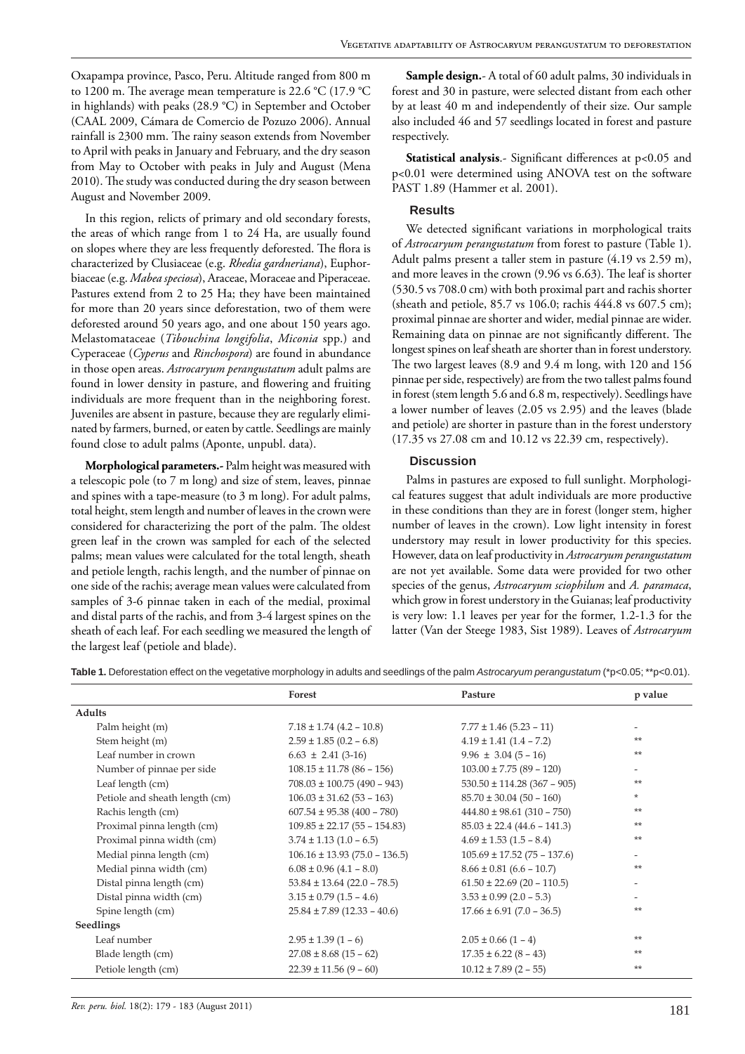Oxapampa province, Pasco, Peru. Altitude ranged from 800 m to 1200 m. The average mean temperature is 22.6 °C (17.9 °C in highlands) with peaks (28.9 °C) in September and October (CAAL 2009, Cámara de Comercio de Pozuzo 2006). Annual rainfall is 2300 mm. The rainy season extends from November to April with peaks in January and February, and the dry season from May to October with peaks in July and August (Mena 2010). The study was conducted during the dry season between August and November 2009.

In this region, relicts of primary and old secondary forests, the areas of which range from 1 to 24 Ha, are usually found on slopes where they are less frequently deforested. The flora is characterized by Clusiaceae (e.g. *Rhedia gardneriana*), Euphorbiaceae (e.g. *Mabea speciosa*), Araceae, Moraceae and Piperaceae. Pastures extend from 2 to 25 Ha; they have been maintained for more than 20 years since deforestation, two of them were deforested around 50 years ago, and one about 150 years ago. Melastomataceae (*Tibouchina longifolia*, *Miconia* spp.) and Cyperaceae (*Cyperus* and *Rinchospora*) are found in abundance in those open areas. *Astrocaryum perangustatum* adult palms are found in lower density in pasture, and flowering and fruiting individuals are more frequent than in the neighboring forest. Juveniles are absent in pasture, because they are regularly eliminated by farmers, burned, or eaten by cattle. Seedlings are mainly found close to adult palms (Aponte, unpubl. data).

**Morphological parameters.-** Palm height was measured with a telescopic pole (to 7 m long) and size of stem, leaves, pinnae and spines with a tape-measure (to 3 m long). For adult palms, total height, stem length and number of leaves in the crown were considered for characterizing the port of the palm. The oldest green leaf in the crown was sampled for each of the selected palms; mean values were calculated for the total length, sheath and petiole length, rachis length, and the number of pinnae on one side of the rachis; average mean values were calculated from samples of 3-6 pinnae taken in each of the medial, proximal and distal parts of the rachis, and from 3-4 largest spines on the sheath of each leaf. For each seedling we measured the length of the largest leaf (petiole and blade).

**Sample design.-** A total of 60 adult palms, 30 individuals in forest and 30 in pasture, were selected distant from each other by at least 40 m and independently of their size. Our sample also included 46 and 57 seedlings located in forest and pasture respectively.

**Statistical analysis**.- Significant differences at $p<0.05$ and $p<0.01$ were determined using ANOVA test on the software PAST 1.89 (Hammer et al. 2001).

## Results

We detected significant variations in morphological traits of *Astrocaryum perangustatum* from forest to pasture (Table 1). Adult palms present a taller stem in pasture (4.19 vs 2.59 m), and more leaves in the crown (9.96 vs 6.63). The leaf is shorter (530.5 vs 708.0 cm) with both proximal part and rachis shorter (sheath and petiole, 85.7 vs 106.0; rachis 444.8 vs 607.5 cm); proximal pinnae are shorter and wider, medial pinnae are wider. Remaining data on pinnae are not significantly different. The longest spines on leaf sheath are shorter than in forest understory. The two largest leaves (8.9 and 9.4 m long, with 120 and 156 pinnae per side, respectively) are from the two tallest palms found in forest (stem length 5.6 and 6.8 m, respectively). Seedlings have a lower number of leaves (2.05 vs 2.95) and the leaves (blade and petiole) are shorter in pasture than in the forest understory (17.35 vs 27.08 cm and 10.12 vs 22.39 cm, respectively).

## Discussion

Palms in pastures are exposed to full sunlight. Morphological features suggest that adult individuals are more productive in these conditions than they are in forest (longer stem, higher number of leaves in the crown). Low light intensity in forest understory may result in lower productivity for this species. However, data on leaf productivity in *Astrocaryum perangustatum* are not yet available. Some data were provided for two other species of the genus, *Astrocaryum sciophilum* and *A. paramaca*, which grow in forest understory in the Guianas; leaf productivity is very low: 1.1 leaves per year for the former, 1.2-1.3 for the latter (Van der Steege 1983, Sist 1989). Leaves of *Astrocaryum*

**Table 1.** Deforestation effect on the vegetative morphology in adults and seedlings of the palm *Astrocaryum perangustatum* (\*$p<0.05$; \*\*$p<0.01$).

| | Forest | Pasture | p value |
|---|---|---|---|
| **Adults** | | | |
| Palm height (m) | 7.18 ± 1.74 (4.2 – 10.8) | 7.77 ± 1.46 (5.23 – 11) | - |
| Stem height (m) | 2.59 ± 1.85 (0.2 – 6.8) | 4.19 ± 1.41 (1.4 – 7.2) | ** |
| Leaf number in crown | 6.63 ± 2.41 (3-16) | 9.96 ± 3.04 (5 – 16) | ** |
| Number of pinnae per side | 108.15 ± 11.78 (86 – 156) | 103.00 ± 7.75 (89 – 120) | - |
| Leaf length (cm) | 708.03 ± 100.75 (490 – 943) | 530.50 ± 114.28 (367 – 905) | ** |
| Petiole and sheath length (cm) | 106.03 ± 31.62 (53 – 163) | 85.70 ± 30.04 (50 – 160) | * |
| Rachis length (cm) | 607.54 ± 95.38 (400 – 780) | 444.80 ± 98.61 (310 – 750) | ** |
| Proximal pinna length (cm) | 109.85 ± 22.17 (55 – 154.83) | 85.03 ± 22.4 (44.6 – 141.3) | ** |
| Proximal pinna width (cm) | 3.74 ± 1.13 (1.0 – 6.5) | 4.69 ± 1.53 (1.5 – 8.4) | ** |
| Medial pinna length (cm) | 106.16 ± 13.93 (75.0 – 136.5) | 105.69 ± 17.52 (75 – 137.6) | - |
| Medial pinna width (cm) | 6.08 ± 0.96 (4.1 – 8.0) | 8.66 ± 0.81 (6.6 – 10.7) | ** |
| Distal pinna length (cm) | 53.84 ± 13.64 (22.0 – 78.5) | 61.50 ± 22.69 (20 – 110.5) | - |
| Distal pinna width (cm) | 3.15 ± 0.79 (1.5 – 4.6) | 3.53 ± 0.99 (2.0 – 5.3) | - |
| Spine length (cm) | 25.84 ± 7.89 (12.33 – 40.6) | 17.66 ± 6.91 (7.0 – 36.5) | ** |
| **Seedlings** | | | |
| Leaf number | 2.95 ± 1.39 (1 – 6) | 2.05 ± 0.66 (1 – 4) | ** |
| Blade length (cm) | 27.08 ± 8.68 (15 – 62) | 17.35 ± 6.22 (8 – 43) | ** |
| Petiole length (cm) | 22.39 ± 11.56 (9 – 60) | 10.12 ± 7.89 (2 – 55) | ** |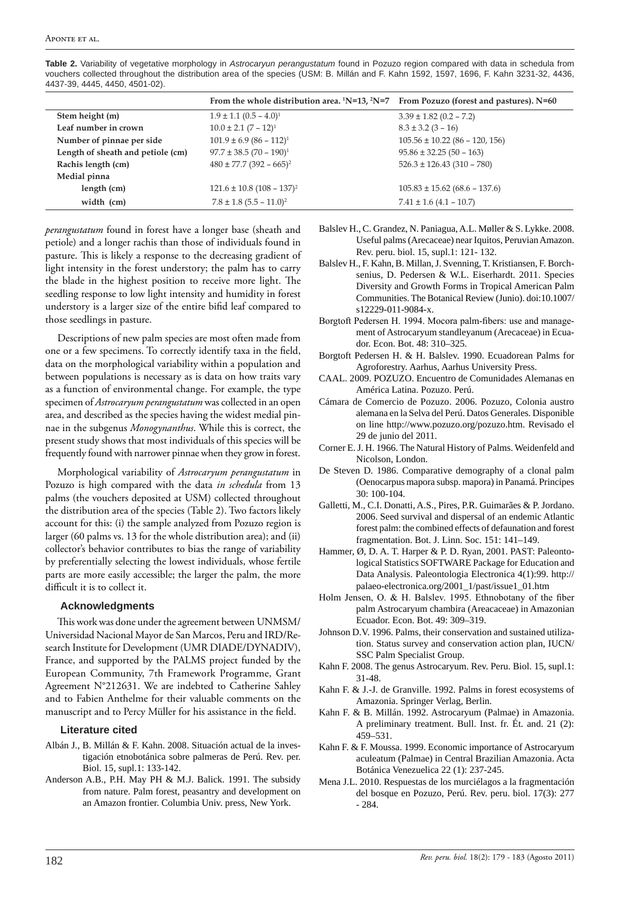**Table 2.** Variability of vegetative morphology in *Astrocaryun perangustatum* found in Pozuzo region compared with data in schedula from vouchers collected throughout the distribution area of the species (USM: B. Millán and F. Kahn 1592, 1597, 1696, F. Kahn 3231-32, 4436, 4437-39, 4445, 4450, 4501-02).

| | From the whole distribution area. [1]N=13, [2]N=7 | From Pozuzo (forest and pastures). N=60 |
|---|---|---|
| **Stem height (m)** | 1.9 ± 1.1 (0.5 – 4.0)[1] | 3.39 ± 1.82 (0.2 – 7.2) |
| **Leaf number in crown** | 10.0 ± 2.1 (7 – 12)[1] | 8.3 ± 3.2 (3 – 16) |
| **Number of pinnae per side** | 101.9 ± 6.9 (86 – 112)[1] | 105.56 ± 10.22 (86 – 120, 156) |
| **Length of sheath and petiole (cm)** | 97.7 ± 38.5 (70 – 190)[1] | 95.86 ± 32.25 (50 – 163) |
| **Rachis length (cm)** | 480 ± 77.7 (392 – 665)[2] | 526.3 ± 126.43 (310 – 780) |
| **Medial pinna** | | |
| **length (cm)** | 121.6 ± 10.8 (108 – 137)[2] | 105.83 ± 15.62 (68.6 – 137.6) |
| **width (cm)** | 7.8 ± 1.8 (5.5 – 11.0)[2] | 7.41 ± 1.6 (4.1 – 10.7) |

*perangustatum* found in forest have a longer base (sheath and petiole) and a longer rachis than those of individuals found in pasture. This is likely a response to the decreasing gradient of light intensity in the forest understory; the palm has to carry the blade in the highest position to receive more light. The seedling response to low light intensity and humidity in forest understory is a larger size of the entire bifid leaf compared to those seedlings in pasture.

Descriptions of new palm species are most often made from one or a few specimens. To correctly identify taxa in the field, data on the morphological variability within a population and between populations is necessary as is data on how traits vary as a function of environmental change. For example, the type specimen of *Astrocaryum perangustatum* was collected in an open area, and described as the species having the widest medial pinnae in the subgenus *Monogynanthus*. While this is correct, the present study shows that most individuals of this species will be frequently found with narrower pinnae when they grow in forest.

Morphological variability of *Astrocaryum perangustatum* in Pozuzo is high compared with the data *in schedula* from 13 palms (the vouchers deposited at USM) collected throughout the distribution area of the species (Table 2). Two factors likely account for this: (i) the sample analyzed from Pozuzo region is larger (60 palms vs. 13 for the whole distribution area); and (ii) collector's behavior contributes to bias the range of variability by preferentially selecting the lowest individuals, whose fertile parts are more easily accessible; the larger the palm, the more difficult it is to collect it.

## Acknowledgments

This work was done under the agreement between UNMSM/ Universidad Nacional Mayor de San Marcos, Peru and IRD/Research Institute for Development (UMR DIADE/DYNADIV), France, and supported by the PALMS project funded by the European Community, 7th Framework Programme, Grant Agreement N°212631. We are indebted to Catherine Sahley and to Fabien Anthelme for their valuable comments on the manuscript and to Percy Müller for his assistance in the field.

## Literature cited

Albán J., B. Millán & F. Kahn. 2008. Situación actual de la investigación etnobotánica sobre palmeras de Perú. Rev. per. Biol. 15, supl.1: 133-142.

Anderson A.B., P.H. May PH & M.J. Balick. 1991. The subsidy from nature. Palm forest, peasantry and development on an Amazon frontier. Columbia Univ. press, New York.

Balslev H., C. Grandez, N. Paniagua, A.L. Møller & S. Lykke. 2008. Useful palms (Arecaceae) near Iquitos, Peruvian Amazon. Rev. peru. biol. 15, supl.1: 121- 132.

Balslev H., F. Kahn, B. Millan, J. Svenning, T. Kristiansen, F. Borchsenius, D. Pedersen & W.L. Eiserhardt. 2011. Species Diversity and Growth Forms in Tropical American Palm Communities. The Botanical Review (Junio). doi:10.1007/ s12229-011-9084-x.

Borgtoft Pedersen H. 1994. Mocora palm-fibers: use and management of Astrocaryum standleyanum (Arecaceae) in Ecuador. Econ. Bot. 48: 310–325.

Borgtoft Pedersen H. & H. Balslev. 1990. Ecuadorean Palms for Agroforestry. Aarhus, Aarhus University Press.

CAAL. 2009. POZUZO. Encuentro de Comunidades Alemanas en América Latina. Pozuzo. Perú.

Cámara de Comercio de Pozuzo. 2006. Pozuzo, Colonia austro alemana en la Selva del Perú. Datos Generales. Disponible on line http://www.pozuzo.org/pozuzo.htm. Revisado el 29 de junio del 2011.

Corner E. J. H. 1966. The Natural History of Palms. Weidenfeld and Nicolson, London.

De Steven D. 1986. Comparative demography of a clonal palm (Oenocarpus mapora subsp. mapora) in Panamá. Principes 30: 100-104.

Galletti, M., C.I. Donatti, A.S., Pires, P.R. Guimarães & P. Jordano. 2006. Seed survival and dispersal of an endemic Atlantic forest palm: the combined effects of defaunation and forest fragmentation. Bot. J. Linn. Soc. 151: 141–149.

Hammer, Ø, D. A. T. Harper & P. D. Ryan, 2001. PAST: Paleontological Statistics SOFTWARE Package for Education and Data Analysis. Paleontologia Electronica 4(1):99. http://palaeo-electronica.org/2001_1/past/issue1_01.htm

Holm Jensen, O. & H. Balslev. 1995. Ethnobotany of the fiber palm Astrocaryum chambira (Areacaceae) in Amazonian Ecuador. Econ. Bot. 49: 309–319.

Johnson D.V. 1996. Palms, their conservation and sustained utilization. Status survey and conservation action plan, IUCN/ SSC Palm Specialist Group.

Kahn F. 2008. The genus Astrocaryum. Rev. Peru. Biol. 15, supl.1: 31-48.

Kahn F. & J.-J. de Granville. 1992. Palms in forest ecosystems of Amazonia. Springer Verlag, Berlin.

Kahn F. & B. Millán. 1992. Astrocaryum (Palmae) in Amazonia. A preliminary treatment. Bull. Inst. fr. Ét. and. 21 (2): 459–531.

Kahn F. & F. Moussa. 1999. Economic importance of Astrocaryum aculeatum (Palmae) in Central Brazilian Amazonia. Acta Botánica Venezuelica 22 (1): 237-245.

Mena J.L. 2010. Respuestas de los murciélagos a la fragmentación del bosque en Pozuzo, Perú. Rev. peru. biol. 17(3): 277 - 284.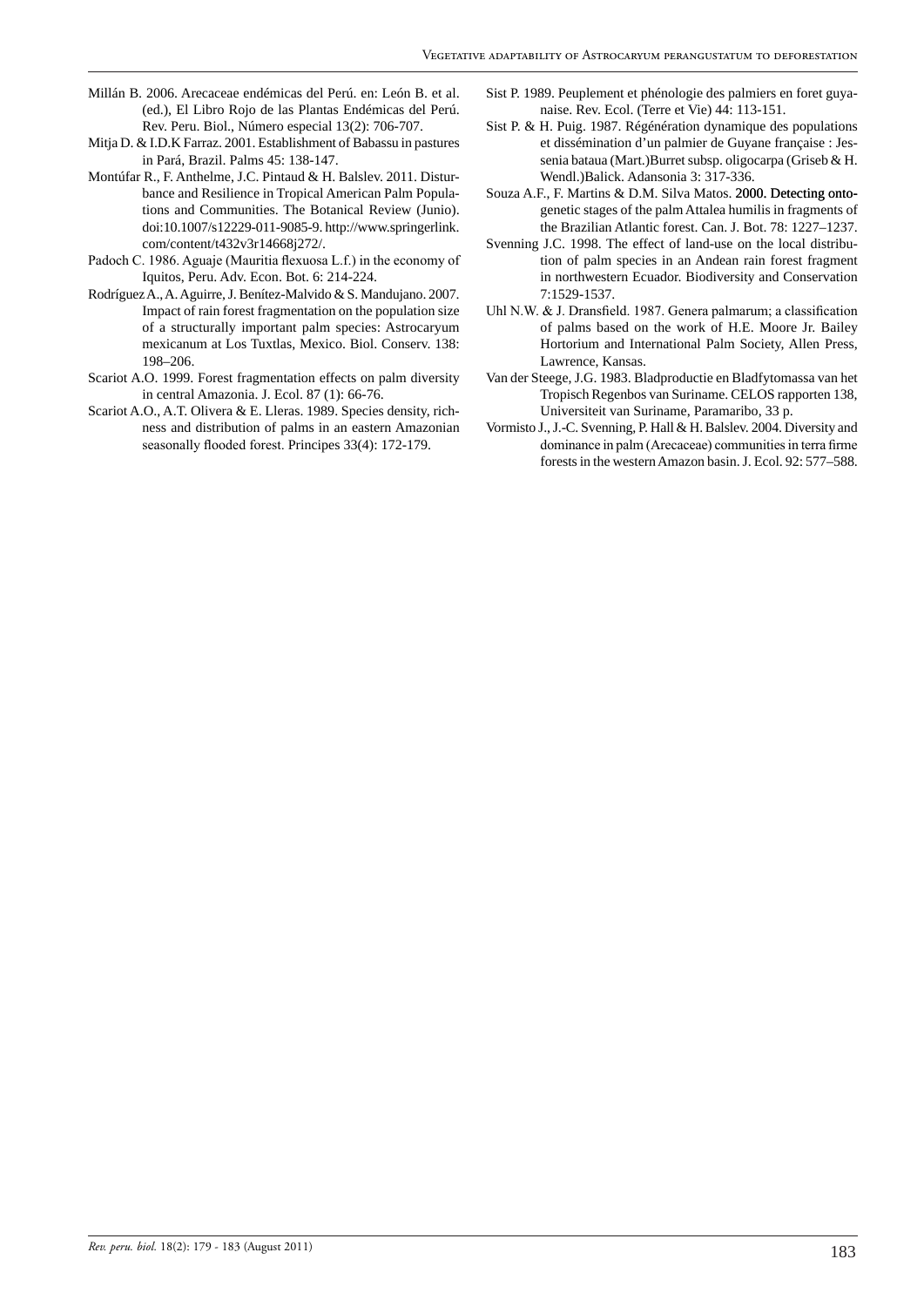Millán B. 2006. Arecaceae endémicas del Perú. en: León B. et al. (ed.), El Libro Rojo de las Plantas Endémicas del Perú. Rev. Peru. Biol., Número especial 13(2): 706-707.

Mitja D. & I.D.K Farraz. 2001. Establishment of Babassu in pastures in Pará, Brazil. Palms 45: 138-147.

Montúfar R., F. Anthelme, J.C. Pintaud & H. Balslev. 2011. Disturbance and Resilience in Tropical American Palm Populations and Communities. The Botanical Review (Junio). doi:10.1007/s12229-011-9085-9. http://www.springerlink.com/content/t432v3r14668j272/.

Padoch C. 1986. Aguaje (Mauritia flexuosa L.f.) in the economy of Iquitos, Peru. Adv. Econ. Bot. 6: 214-224.

Rodríguez A., A. Aguirre, J. Benítez-Malvido & S. Mandujano. 2007. Impact of rain forest fragmentation on the population size of a structurally important palm species: Astrocaryum mexicanum at Los Tuxtlas, Mexico. Biol. Conserv. 138: 198–206.

Scariot A.O. 1999. Forest fragmentation effects on palm diversity in central Amazonia. J. Ecol. 87 (1): 66-76.

Scariot A.O., A.T. Olivera & E. Lleras. 1989. Species density, richness and distribution of palms in an eastern Amazonian seasonally flooded forest. Principes 33(4): 172-179.

Sist P. 1989. Peuplement et phénologie des palmiers en foret guyanaise. Rev. Ecol. (Terre et Vie) 44: 113-151.

Sist P. & H. Puig. 1987. Régénération dynamique des populations et dissémination d'un palmier de Guyane française : Jessenia bataua (Mart.)Burret subsp. oligocarpa (Griseb & H. Wendl.)Balick. Adansonia 3: 317-336.

Souza A.F., F. Martins & D.M. Silva Matos. 2000. Detecting ontogenetic stages of the palm Attalea humilis in fragments of the Brazilian Atlantic forest. Can. J. Bot. 78: 1227–1237.

Svenning J.C. 1998. The effect of land-use on the local distribution of palm species in an Andean rain forest fragment in northwestern Ecuador. Biodiversity and Conservation 7:1529-1537.

Uhl N.W. & J. Dransfield. 1987. Genera palmarum; a classification of palms based on the work of H.E. Moore Jr. Bailey Hortorium and International Palm Society, Allen Press, Lawrence, Kansas.

Van der Steege, J.G. 1983. Bladproductie en Bladfytomassa van het Tropisch Regenbos van Suriname. CELOS rapporten 138, Universiteit van Suriname, Paramaribo, 33 p.

Vormisto J., J.-C. Svenning, P. Hall & H. Balslev. 2004. Diversity and dominance in palm (Arecaceae) communities in terra firme forests in the western Amazon basin. J. Ecol. 92: 577–588.